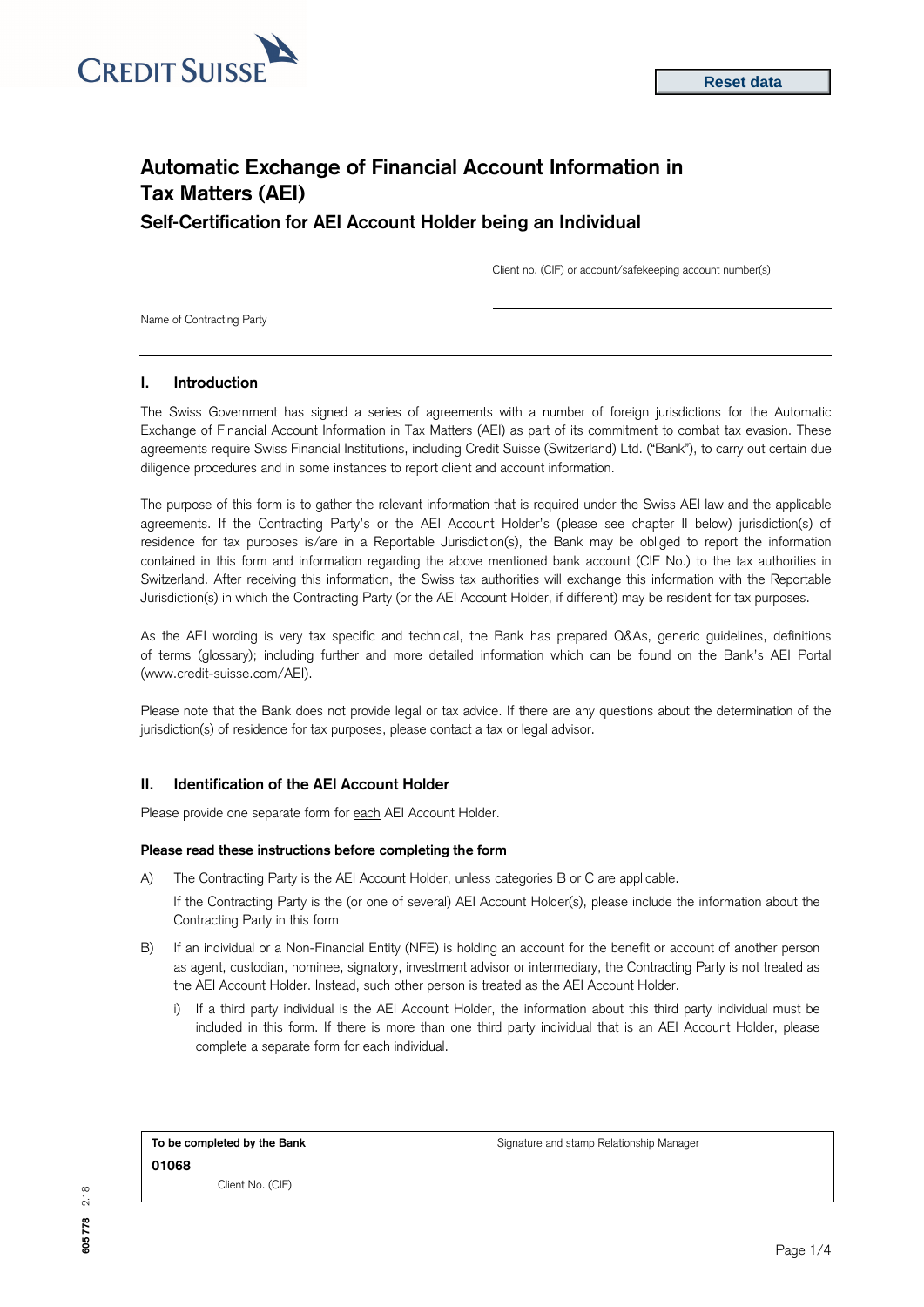Reset data

# Automatic Exchange of Financial Account Information in Tax Matters (AEI)

## Self-Certification for AEI Account Holder being an Individual

Client no. (CIF) or account/safekeeping account number(s)

Name of Contracting Party

## I. Introduction

The Swiss Government has signed a series of agreements with a number of foreign jurisdictions for the Automatic Exchange of Financial Account Information in Tax Matters (AEI) as part of its commitment to combat tax evasion. These agreements require Swiss Financial Institutions, including Credit Suisse (Switzerland) Ltd. ("Bank"), to carry out certain due diligence procedures and in some instances to report client and account information.

The purpose of this form is to gather the relevant information that is required under the Swiss AEI law and the applicable agreements. If the Contracting Party's or the AEI Account Holder's (please see chapter II below) jurisdiction(s) of residence for tax purposes is/are in a Reportable Jurisdiction(s), the Bank may be obliged to report the information contained in this form and information regarding the above mentioned bank account (CIF No.) to the tax authorities in Switzerland. After receiving this information, the Swiss tax authorities will exchange this information with the Reportable Jurisdiction(s) in which the Contracting Party (or the AEI Account Holder, if different) may be resident for tax purposes.

As the AEI wording is very tax specific and technical, the Bank has prepared Q&As, generic guidelines, definitions of terms (glossary); including further and more detailed information which can be found on the Bank's AEI Portal (www.credit-suisse.com/AEI).

Please note that the Bank does not provide legal or tax advice. If there are any questions about the determination of the jurisdiction(s) of residence for tax purposes, please contact a tax or legal advisor.

## II. Identification of the AEI Account Holder

Please provide one separate form for each AEI Account Holder.

**Please read these instructions before completing the form**

A) The Contracting Party is the AEI Account Holder, unless categories B or C are applicable.

   If the Contracting Party is the (or one of several) AEI Account Holder(s), please include the information about the Contracting Party in this form

B) If an individual or a Non-Financial Entity (NFE) is holding an account for the benefit or account of another person as agent, custodian, nominee, signatory, investment advisor or intermediary, the Contracting Party is not treated as the AEI Account Holder. Instead, such other person is treated as the AEI Account Holder.

   i) If a third party individual is the AEI Account Holder, the information about this third party individual must be included in this form. If there is more than one third party individual that is an AEI Account Holder, please complete a separate form for each individual.

| **To be completed by the Bank** | Signature and stamp Relationship Manager |
|---|---|
| **01068** | |
| Client No. (CIF) | |

605 778 2.18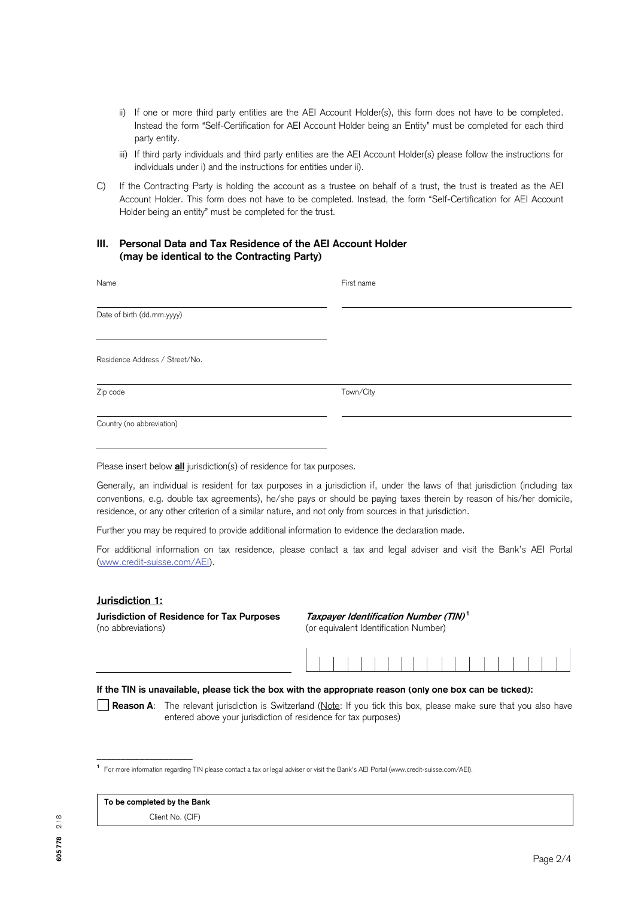ii) If one or more third party entities are the AEI Account Holder(s), this form does not have to be completed. Instead the form "Self-Certification for AEI Account Holder being an Entity" must be completed for each third party entity.

iii) If third party individuals and third party entities are the AEI Account Holder(s) please follow the instructions for individuals under i) and the instructions for entities under ii).

C) If the Contracting Party is holding the account as a trustee on behalf of a trust, the trust is treated as the AEI Account Holder. This form does not have to be completed. Instead, the form "Self-Certification for AEI Account Holder being an entity" must be completed for the trust.

## III. Personal Data and Tax Residence of the AEI Account Holder (may be identical to the Contracting Party)

Name ______________________ First name ______________________

Date of birth (dd.mm.yyyy) ______________________

Residence Address / Street/No. ______________________

Zip code ______________________ Town/City ______________________

Country (no abbreviation) ______________________

Please insert below **all** jurisdiction(s) of residence for tax purposes.

Generally, an individual is resident for tax purposes in a jurisdiction if, under the laws of that jurisdiction (including tax conventions, e.g. double tax agreements), he/she pays or should be paying taxes therein by reason of his/her domicile, residence, or any other criterion of a similar nature, and not only from sources in that jurisdiction.

Further you may be required to provide additional information to evidence the declaration made.

For additional information on tax residence, please contact a tax and legal adviser and visit the Bank's AEI Portal (www.credit-suisse.com/AEI).

### Jurisdiction 1:

**Jurisdiction of Residence for Tax Purposes** (no abbreviations) ______________________

***Taxpayer Identification Number (TIN)***[1] (or equivalent Identification Number) ______________________

**If the TIN is unavailable, please tick the box with the appropriate reason (only one box can be ticked):**

☐ **Reason A**: The relevant jurisdiction is Switzerland (Note: If you tick this box, please make sure that you also have entered above your jurisdiction of residence for tax purposes)

---

[1] For more information regarding TIN please contact a tax or legal adviser or visit the Bank's AEI Portal (www.credit-suisse.com/AEI).

**To be completed by the Bank**

Client No. (CIF)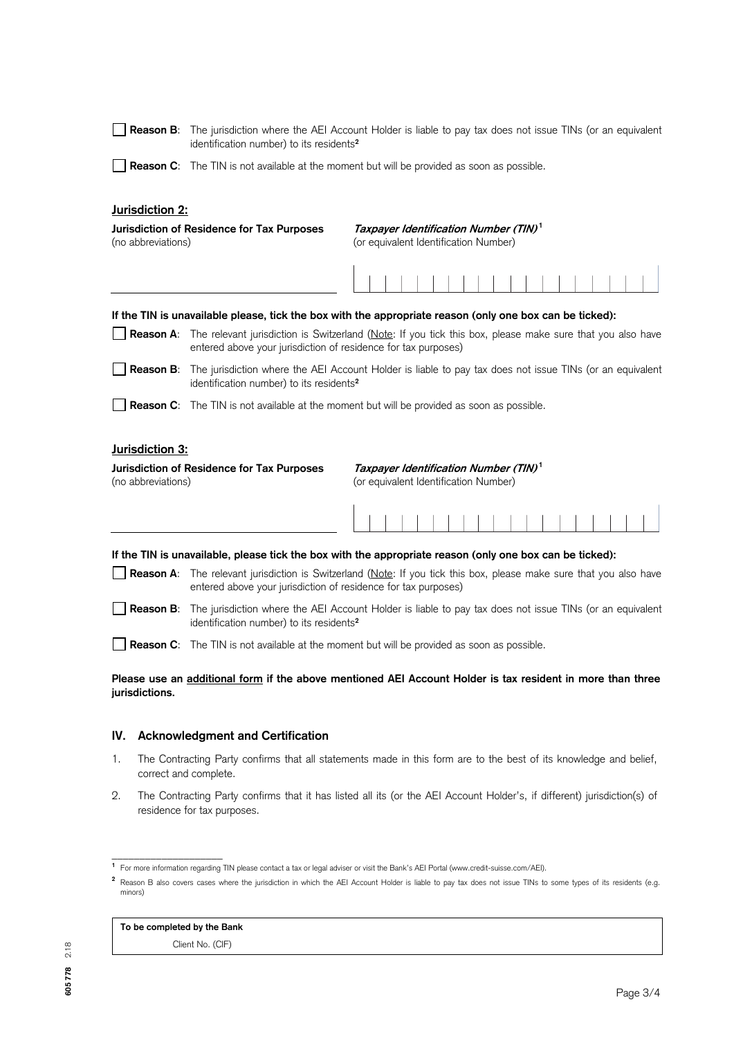☐ **Reason B**: The jurisdiction where the AEI Account Holder is liable to pay tax does not issue TINs (or an equivalent identification number) to its residents[2]

☐ **Reason C**: The TIN is not available at the moment but will be provided as soon as possible.

**Jurisdiction 2:**

| **Jurisdiction of Residence for Tax Purposes** (no abbreviations) | ***Taxpayer Identification Number (TIN)***[1] (or equivalent Identification Number) |
|---|---|
| | |

**If the TIN is unavailable please, tick the box with the appropriate reason (only one box can be ticked):**

☐ **Reason A**: The relevant jurisdiction is Switzerland (Note: If you tick this box, please make sure that you also have entered above your jurisdiction of residence for tax purposes)

☐ **Reason B**: The jurisdiction where the AEI Account Holder is liable to pay tax does not issue TINs (or an equivalent identification number) to its residents[2]

☐ **Reason C**: The TIN is not available at the moment but will be provided as soon as possible.

**Jurisdiction 3:**

| **Jurisdiction of Residence for Tax Purposes** (no abbreviations) | ***Taxpayer Identification Number (TIN)***[1] (or equivalent Identification Number) |
|---|---|
| | |

**If the TIN is unavailable, please tick the box with the appropriate reason (only one box can be ticked):**

☐ **Reason A**: The relevant jurisdiction is Switzerland (Note: If you tick this box, please make sure that you also have entered above your jurisdiction of residence for tax purposes)

☐ **Reason B**: The jurisdiction where the AEI Account Holder is liable to pay tax does not issue TINs (or an equivalent identification number) to its residents[2]

☐ **Reason C**: The TIN is not available at the moment but will be provided as soon as possible.

**Please use an additional form if the above mentioned AEI Account Holder is tax resident in more than three jurisdictions.**

## IV. Acknowledgment and Certification

1. The Contracting Party confirms that all statements made in this form are to the best of its knowledge and belief, correct and complete.
2. The Contracting Party confirms that it has listed all its (or the AEI Account Holder's, if different) jurisdiction(s) of residence for tax purposes.

---

[1] For more information regarding TIN please contact a tax or legal adviser or visit the Bank's AEI Portal (www.credit-suisse.com/AEI).

[2] Reason B also covers cases where the jurisdiction in which the AEI Account Holder is liable to pay tax does not issue TINs to some types of its residents (e.g. minors)

| **To be completed by the Bank** |
|---|
| Client No. (CIF) |

605 778 2.18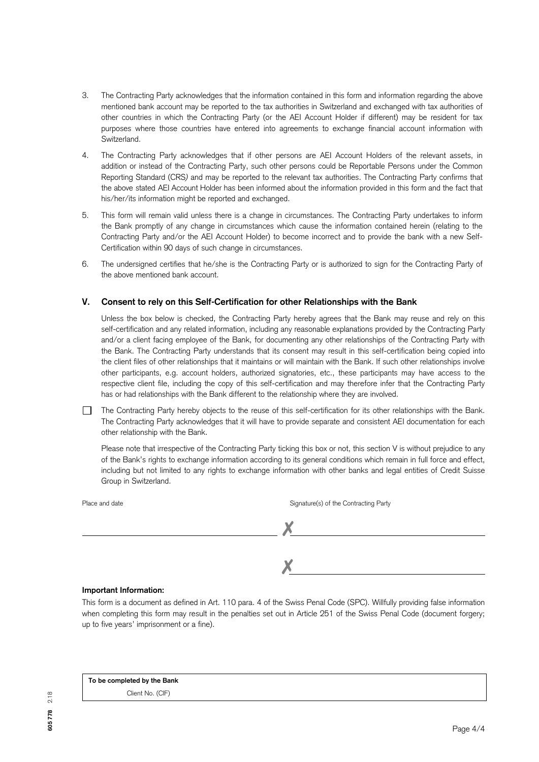3. The Contracting Party acknowledges that the information contained in this form and information regarding the above mentioned bank account may be reported to the tax authorities in Switzerland and exchanged with tax authorities of other countries in which the Contracting Party (or the AEI Account Holder if different) may be resident for tax purposes where those countries have entered into agreements to exchange financial account information with Switzerland.
4. The Contracting Party acknowledges that if other persons are AEI Account Holders of the relevant assets, in addition or instead of the Contracting Party, such other persons could be Reportable Persons under the Common Reporting Standard (CRS) and may be reported to the relevant tax authorities. The Contracting Party confirms that the above stated AEI Account Holder has been informed about the information provided in this form and the fact that his/her/its information might be reported and exchanged.
5. This form will remain valid unless there is a change in circumstances. The Contracting Party undertakes to inform the Bank promptly of any change in circumstances which cause the information contained herein (relating to the Contracting Party and/or the AEI Account Holder) to become incorrect and to provide the bank with a new Self-Certification within 90 days of such change in circumstances.
6. The undersigned certifies that he/she is the Contracting Party or is authorized to sign for the Contracting Party of the above mentioned bank account.

## V. Consent to rely on this Self-Certification for other Relationships with the Bank

Unless the box below is checked, the Contracting Party hereby agrees that the Bank may reuse and rely on this self-certification and any related information, including any reasonable explanations provided by the Contracting Party and/or a client facing employee of the Bank, for documenting any other relationships of the Contracting Party with the Bank. The Contracting Party understands that its consent may result in this self-certification being copied into the client files of other relationships that it maintains or will maintain with the Bank. If such other relationships involve other participants, e.g. account holders, authorized signatories, etc., these participants may have access to the respective client file, including the copy of this self-certification and may therefore infer that the Contracting Party has or had relationships with the Bank different to the relationship where they are involved.

☐ The Contracting Party hereby objects to the reuse of this self-certification for its other relationships with the Bank. The Contracting Party acknowledges that it will have to provide separate and consistent AEI documentation for each other relationship with the Bank.

Please note that irrespective of the Contracting Party ticking this box or not, this section V is without prejudice to any of the Bank's rights to exchange information according to its general conditions which remain in full force and effect, including but not limited to any rights to exchange information with other banks and legal entities of Credit Suisse Group in Switzerland.

Place and date ______________________

Signature(s) of the Contracting Party

✗ ______________________

✗ ______________________

**Important Information:**

This form is a document as defined in Art. 110 para. 4 of the Swiss Penal Code (SPC). Willfully providing false information when completing this form may result in the penalties set out in Article 251 of the Swiss Penal Code (document forgery; up to five years' imprisonment or a fine).

**To be completed by the Bank**

Client No. (CIF)

**605 778** 2.18